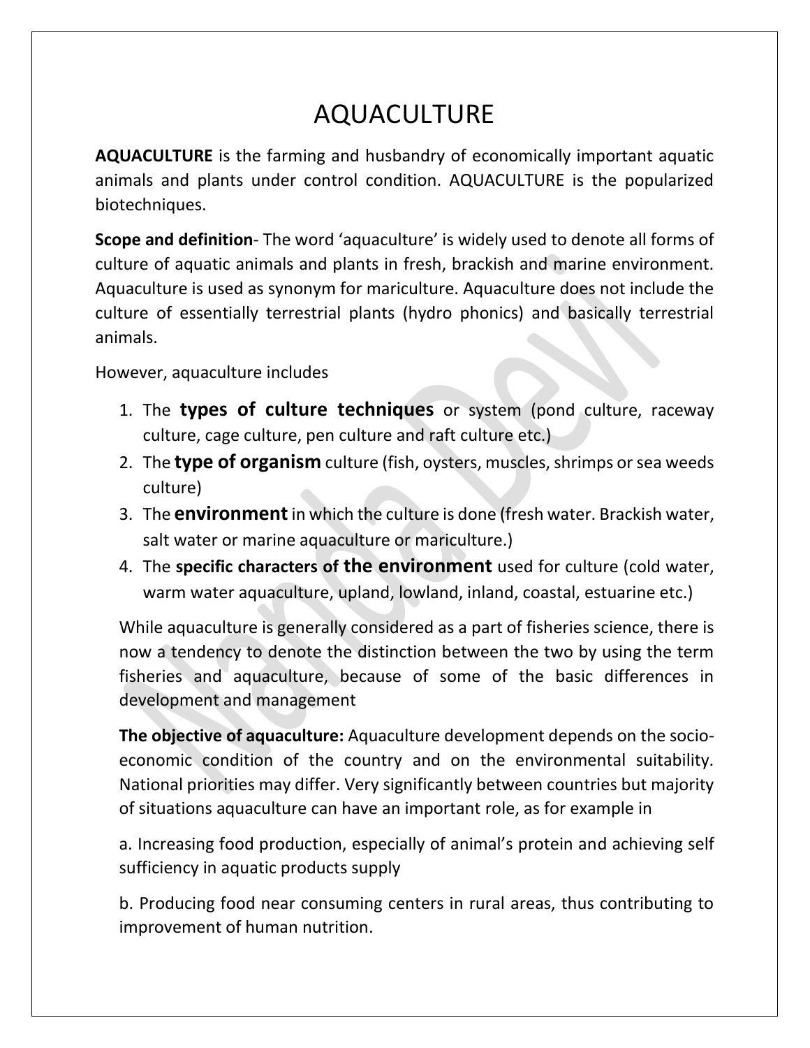# AQUACULTURE

**AQUACULTURE** is the farming and husbandry of economically important aquatic animals and plants under control condition. AQUACULTURE is the popularized biotechniques.

**Scope and definition**- The word 'aquaculture' is widely used to denote all forms of culture of aquatic animals and plants in fresh, brackish and marine environment. Aquaculture is used as synonym for mariculture. Aquaculture does not include the culture of essentially terrestrial plants (hydro phonics) and basically terrestrial animals.

However, aquaculture includes

1. The **types of culture techniques** or system (pond culture, raceway culture, cage culture, pen culture and raft culture etc.)
2. The **type of organism** culture (fish, oysters, muscles, shrimps or sea weeds culture)
3. The **environment** in which the culture is done (fresh water. Brackish water, salt water or marine aquaculture or mariculture.)
4. The **specific characters of the environment** used for culture (cold water, warm water aquaculture, upland, lowland, inland, coastal, estuarine etc.)

While aquaculture is generally considered as a part of fisheries science, there is now a tendency to denote the distinction between the two by using the term fisheries and aquaculture, because of some of the basic differences in development and management

**The objective of aquaculture:** Aquaculture development depends on the socio-economic condition of the country and on the environmental suitability. National priorities may differ. Very significantly between countries but majority of situations aquaculture can have an important role, as for example in

a. Increasing food production, especially of animal's protein and achieving self sufficiency in aquatic products supply

b. Producing food near consuming centers in rural areas, thus contributing to improvement of human nutrition.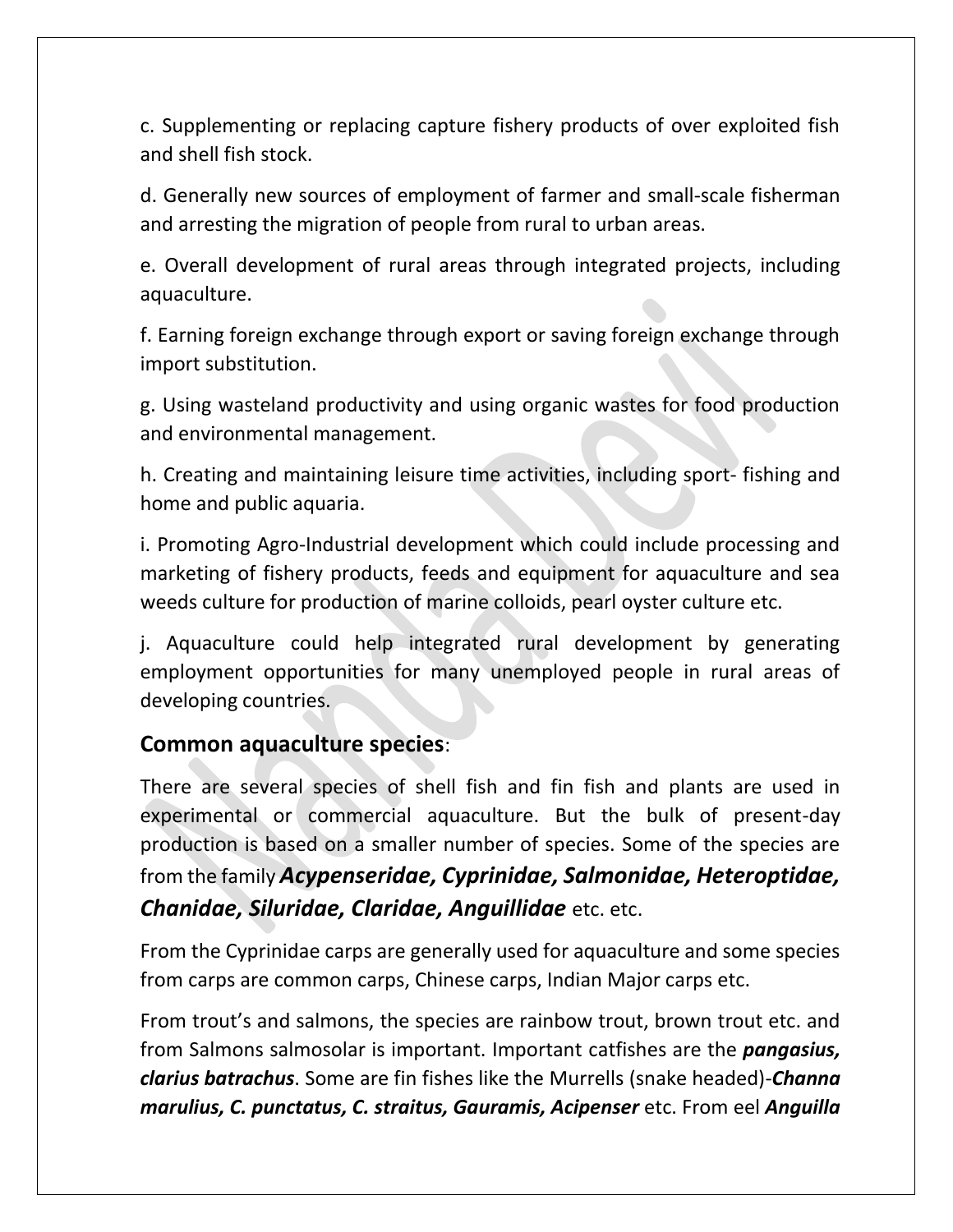c. Supplementing or replacing capture fishery products of over exploited fish and shell fish stock.

d. Generally new sources of employment of farmer and small-scale fisherman and arresting the migration of people from rural to urban areas.

e. Overall development of rural areas through integrated projects, including aquaculture.

f. Earning foreign exchange through export or saving foreign exchange through import substitution.

g. Using wasteland productivity and using organic wastes for food production and environmental management.

h. Creating and maintaining leisure time activities, including sport- fishing and home and public aquaria.

i. Promoting Agro-Industrial development which could include processing and marketing of fishery products, feeds and equipment for aquaculture and sea weeds culture for production of marine colloids, pearl oyster culture etc.

j. Aquaculture could help integrated rural development by generating employment opportunities for many unemployed people in rural areas of developing countries.

## Common aquaculture species:

There are several species of shell fish and fin fish and plants are used in experimental or commercial aquaculture. But the bulk of present-day production is based on a smaller number of species. Some of the species are from the family ***Acypenseridae, Cyprinidae, Salmonidae, Heteroptidae, Chanidae, Siluridae, Claridae, Anguillidae*** etc. etc.

From the Cyprinidae carps are generally used for aquaculture and some species from carps are common carps, Chinese carps, Indian Major carps etc.

From trout's and salmons, the species are rainbow trout, brown trout etc. and from Salmons salmosolar is important. Important catfishes are the ***pangasius, clarius batrachus***. Some are fin fishes like the Murrells (snake headed)-***Channa marulius, C. punctatus, C. straitus, Gauramis, Acipenser*** etc. From eel ***Anguilla***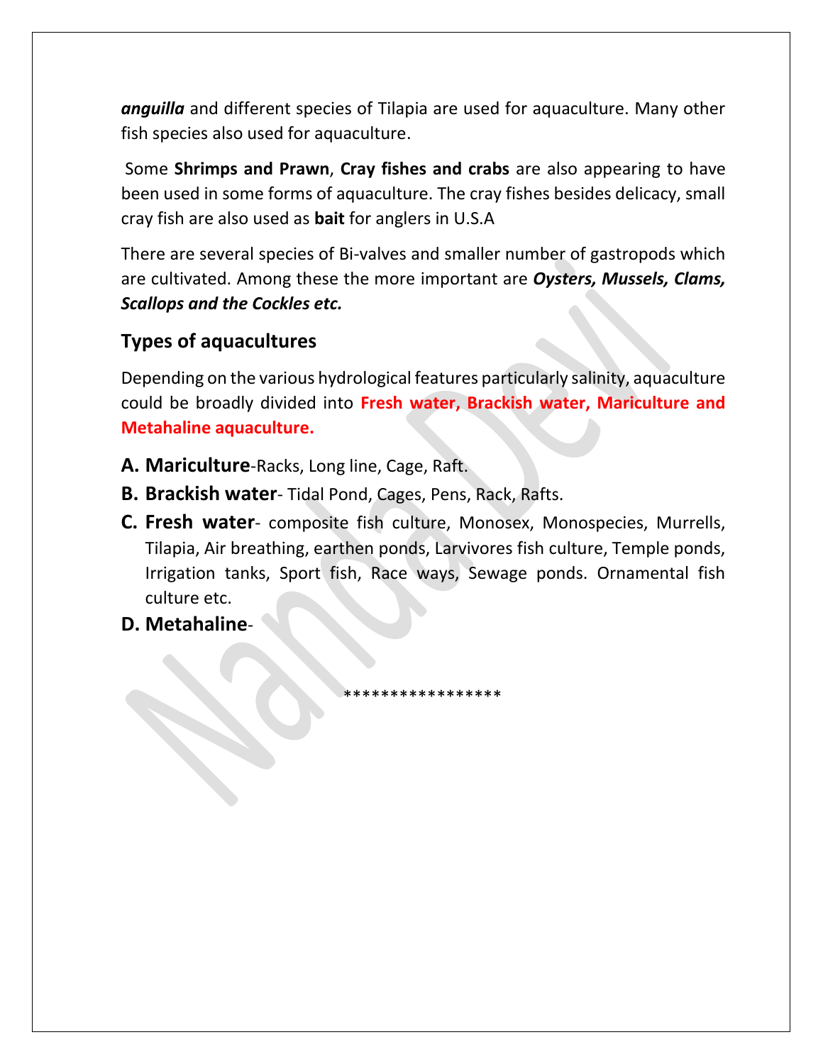***anguilla*** and different species of Tilapia are used for aquaculture. Many other fish species also used for aquaculture.

Some **Shrimps and Prawn**, **Cray fishes and crabs** are also appearing to have been used in some forms of aquaculture. The cray fishes besides delicacy, small cray fish are also used as **bait** for anglers in U.S.A

There are several species of Bi-valves and smaller number of gastropods which are cultivated. Among these the more important are ***Oysters, Mussels, Clams, Scallops and the Cockles etc.***

## Types of aquacultures

Depending on the various hydrological features particularly salinity, aquaculture could be broadly divided into **Fresh water, Brackish water, Mariculture and Metahaline aquaculture.**

A. **Mariculture**-Racks, Long line, Cage, Raft.
B. **Brackish water**- Tidal Pond, Cages, Pens, Rack, Rafts.
C. **Fresh water**- composite fish culture, Monosex, Monospecies, Murrells, Tilapia, Air breathing, earthen ponds, Larvivores fish culture, Temple ponds, Irrigation tanks, Sport fish, Race ways, Sewage ponds. Ornamental fish culture etc.
D. **Metahaline**-

*****************